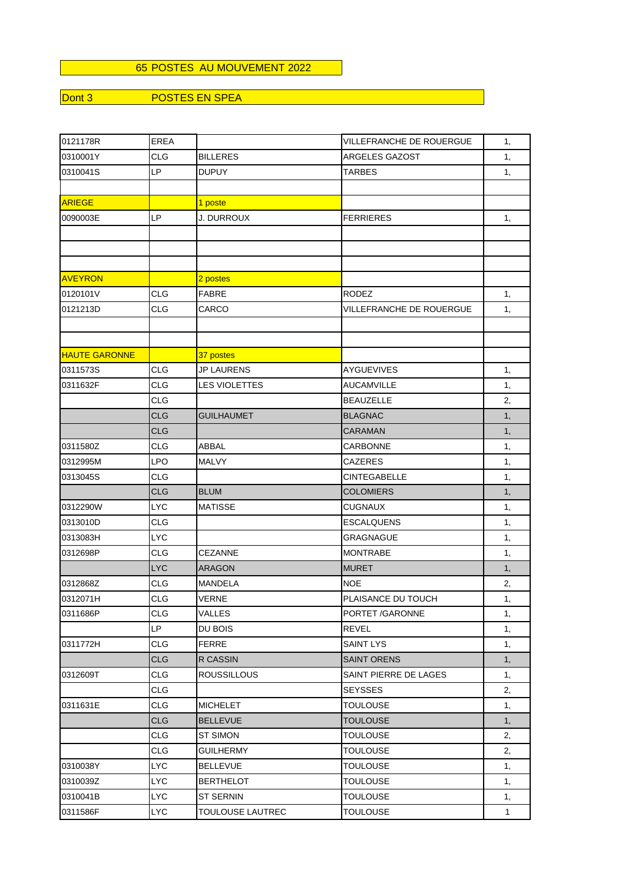65 POSTES AU MOUVEMENT 2022

Dont 3 POSTES EN SPEA

| | | | | |
|---|---|---|---|---|
| 0121178R | EREA | | VILLEFRANCHE DE ROUERGUE | 1, |
| 0310001Y | CLG | BILLERES | ARGELES GAZOST | 1, |
| 0310041S | LP | DUPUY | TARBES | 1, |
| | | | | |
| ARIEGE | | 1 poste | | |
| 0090003E | LP | J. DURROUX | FERRIERES | 1, |
| | | | | |
| | | | | |
| | | | | |
| AVEYRON | | 2 postes | | |
| 0120101V | CLG | FABRE | RODEZ | 1, |
| 0121213D | CLG | CARCO | VILLEFRANCHE DE ROUERGUE | 1, |
| | | | | |
| | | | | |
| HAUTE GARONNE | | 37 postes | | |
| 0311573S | CLG | JP LAURENS | AYGUEVIVES | 1, |
| 0311632F | CLG | LES VIOLETTES | AUCAMVILLE | 1, |
| | CLG | | BEAUZELLE | 2, |
| | CLG | GUILHAUMET | BLAGNAC | 1, |
| | CLG | | CARAMAN | 1, |
| 0311580Z | CLG | ABBAL | CARBONNE | 1, |
| 0312995M | LPO | MALVY | CAZERES | 1, |
| 0313045S | CLG | | CINTEGABELLE | 1, |
| | CLG | BLUM | COLOMIERS | 1, |
| 0312290W | LYC | MATISSE | CUGNAUX | 1, |
| 0313010D | CLG | | ESCALQUENS | 1, |
| 0313083H | LYC | | GRAGNAGUE | 1, |
| 0312698P | CLG | CEZANNE | MONTRABE | 1, |
| | LYC | ARAGON | MURET | 1, |
| 0312868Z | CLG | MANDELA | NOE | 2, |
| 0312071H | CLG | VERNE | PLAISANCE DU TOUCH | 1, |
| 0311686P | CLG | VALLES | PORTET /GARONNE | 1, |
| | LP | DU BOIS | REVEL | 1, |
| 0311772H | CLG | FERRE | SAINT LYS | 1, |
| | CLG | R CASSIN | SAINT ORENS | 1, |
| 0312609T | CLG | ROUSSILLOUS | SAINT PIERRE DE LAGES | 1, |
| | CLG | | SEYSSES | 2, |
| 0311631E | CLG | MICHELET | TOULOUSE | 1, |
| | CLG | BELLEVUE | TOULOUSE | 1, |
| | CLG | ST SIMON | TOULOUSE | 2, |
| | CLG | GUILHERMY | TOULOUSE | 2, |
| 0310038Y | LYC | BELLEVUE | TOULOUSE | 1, |
| 0310039Z | LYC | BERTHELOT | TOULOUSE | 1, |
| 0310041B | LYC | ST SERNIN | TOULOUSE | 1, |
| 0311586F | LYC | TOULOUSE LAUTREC | TOULOUSE | 1 |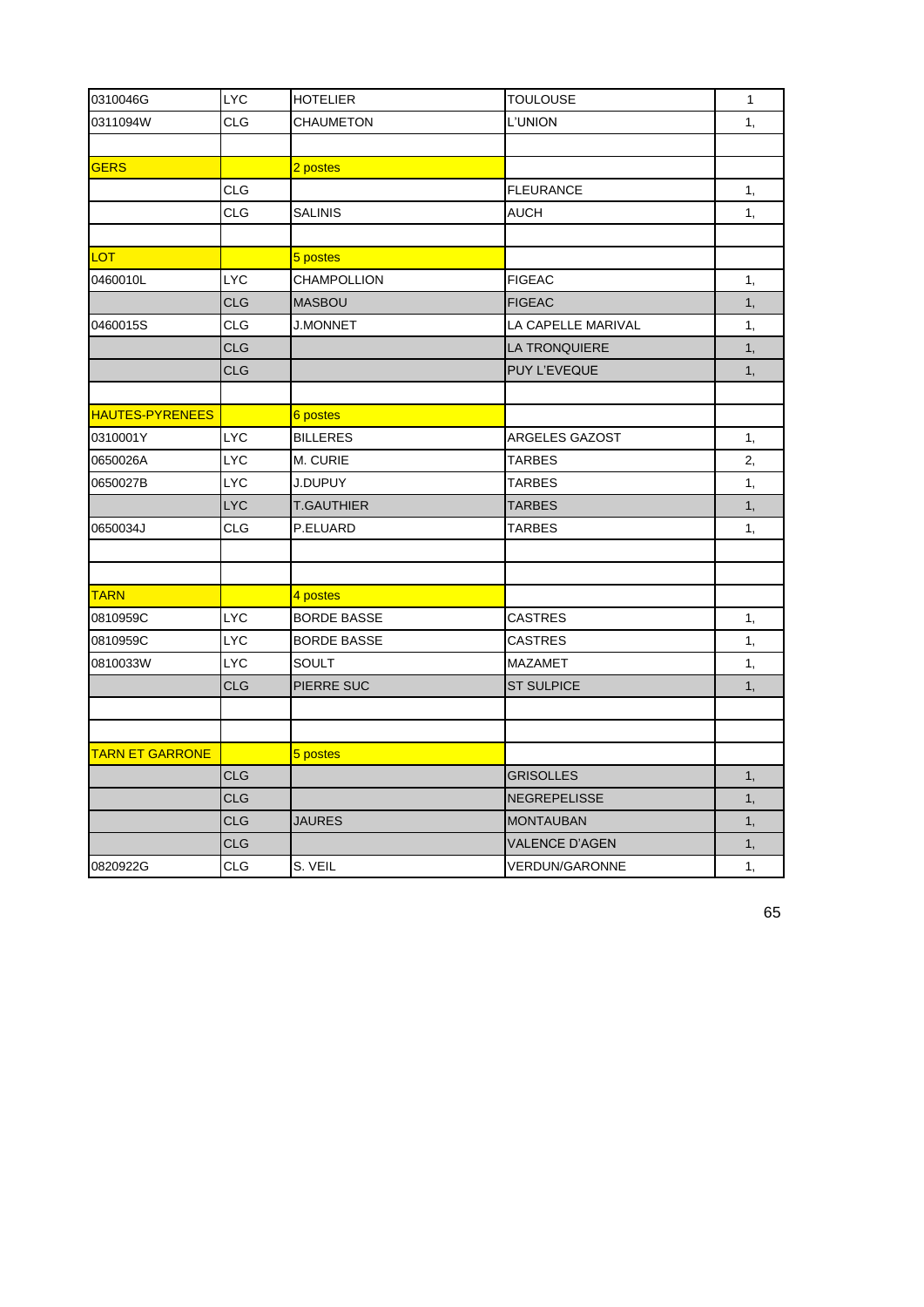| | | | | |
|---|---|---|---|---|
| 0310046G | LYC | HOTELIER | TOULOUSE | 1 |
| 0311094W | CLG | CHAUMETON | L'UNION | 1, |
| | | | | |
| GERS | | 2 postes | | |
| | CLG | | FLEURANCE | 1, |
| | CLG | SALINIS | AUCH | 1, |
| | | | | |
| LOT | | 5 postes | | |
| 0460010L | LYC | CHAMPOLLION | FIGEAC | 1, |
| | CLG | MASBOU | FIGEAC | 1, |
| 0460015S | CLG | J.MONNET | LA CAPELLE MARIVAL | 1, |
| | CLG | | LA TRONQUIERE | 1, |
| | CLG | | PUY L'EVEQUE | 1, |
| | | | | |
| HAUTES-PYRENEES | | 6 postes | | |
| 0310001Y | LYC | BILLERES | ARGELES GAZOST | 1, |
| 0650026A | LYC | M. CURIE | TARBES | 2, |
| 0650027B | LYC | J.DUPUY | TARBES | 1, |
| | LYC | T.GAUTHIER | TARBES | 1, |
| 0650034J | CLG | P.ELUARD | TARBES | 1, |
| | | | | |
| | | | | |
| TARN | | 4 postes | | |
| 0810959C | LYC | BORDE BASSE | CASTRES | 1, |
| 0810959C | LYC | BORDE BASSE | CASTRES | 1, |
| 0810033W | LYC | SOULT | MAZAMET | 1, |
| | CLG | PIERRE SUC | ST SULPICE | 1, |
| | | | | |
| | | | | |
| TARN ET GARRONE | | 5 postes | | |
| | CLG | | GRISOLLES | 1, |
| | CLG | | NEGREPELISSE | 1, |
| | CLG | JAURES | MONTAUBAN | 1, |
| | CLG | | VALENCE D'AGEN | 1, |
| 0820922G | CLG | S. VEIL | VERDUN/GARONNE | 1, |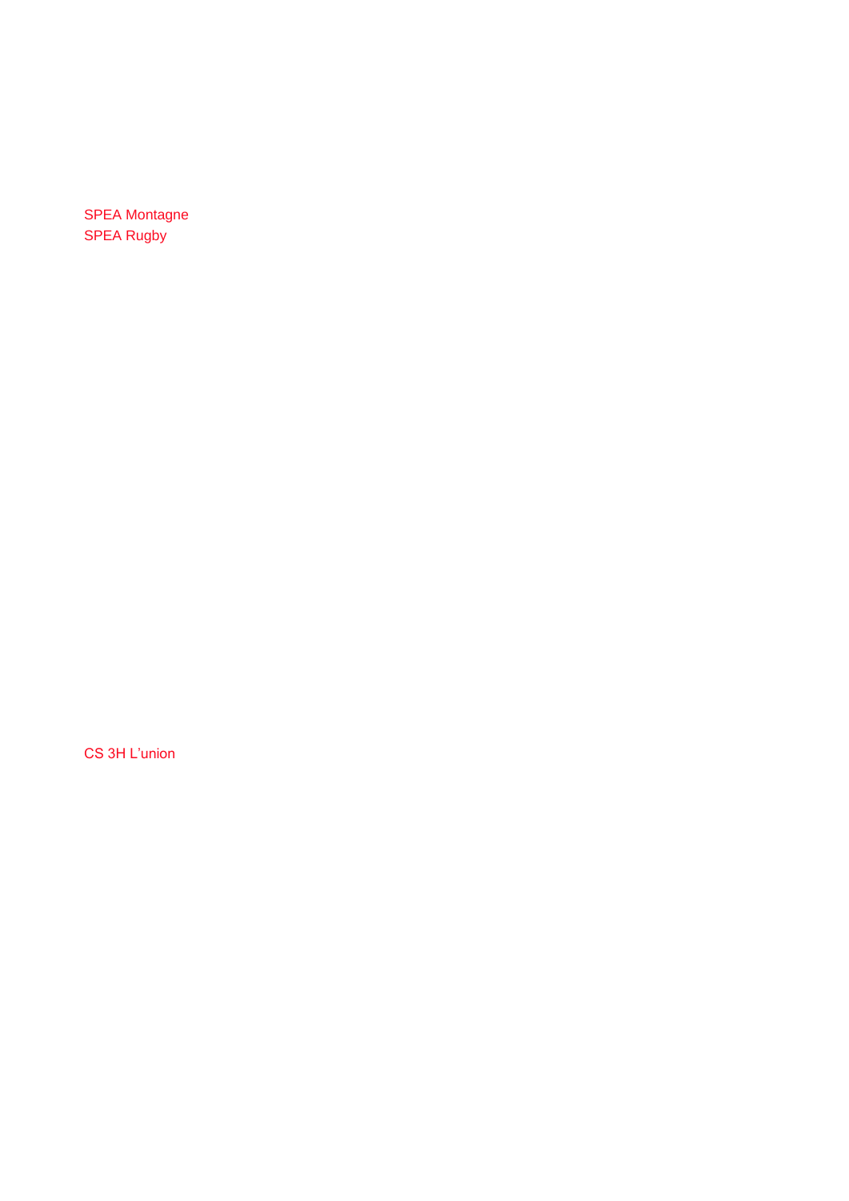SPEA Montagne
SPEA Rugby

CS 3H L'union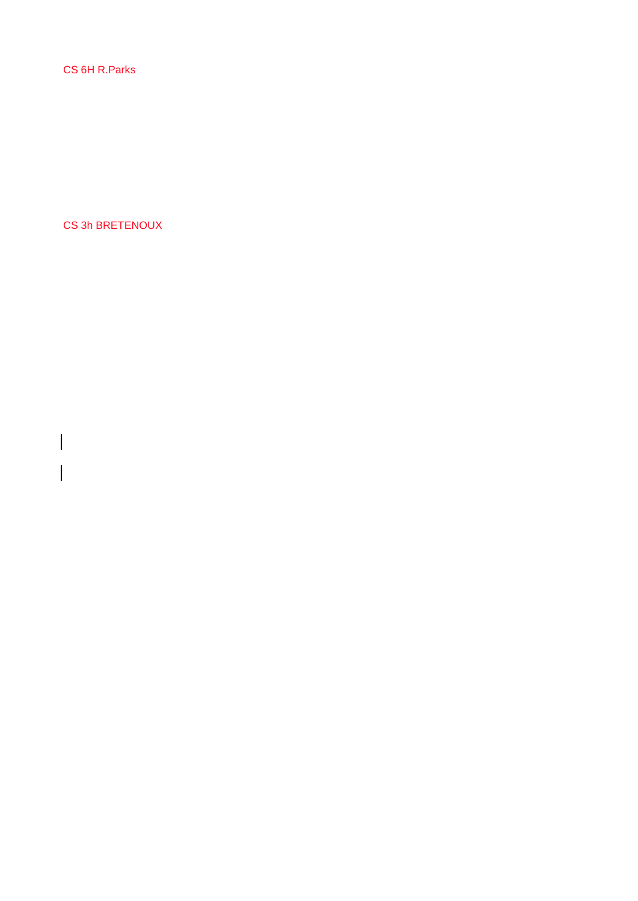CS 6H R.Parks

CS 3h BRETENOUX